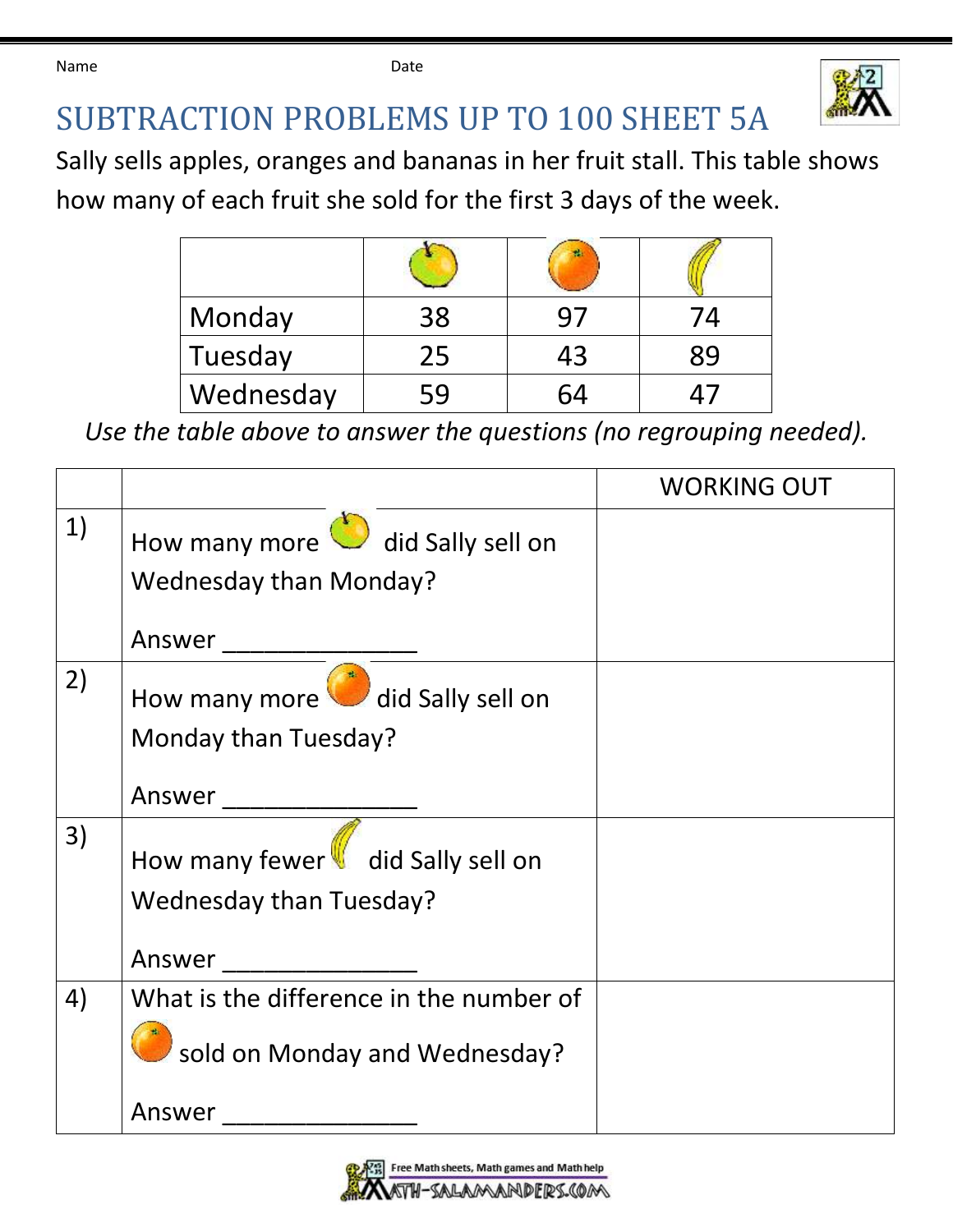Name Date

# SUBTRACTION PROBLEMS UP TO 100 SHEET 5A

Sally sells apples, oranges and bananas in her fruit stall. This table shows how many of each fruit she sold for the first 3 days of the week.

| | Apples | Oranges | Bananas |
|---|---|---|---|
| Monday | 38 | 97 | 74 |
| Tuesday | 25 | 43 | 89 |
| Wednesday | 59 | 64 | 47 |

*Use the table above to answer the questions (no regrouping needed).*

| | | WORKING OUT |
|---|---|---|
| 1) | How many more apples did Sally sell on Wednesday than Monday? Answer _______________ | |
| 2) | How many more oranges did Sally sell on Monday than Tuesday? Answer _______________ | |
| 3) | How many fewer bananas did Sally sell on Wednesday than Tuesday? Answer _______________ | |
| 4) | What is the difference in the number of oranges sold on Monday and Wednesday? Answer _______________ | |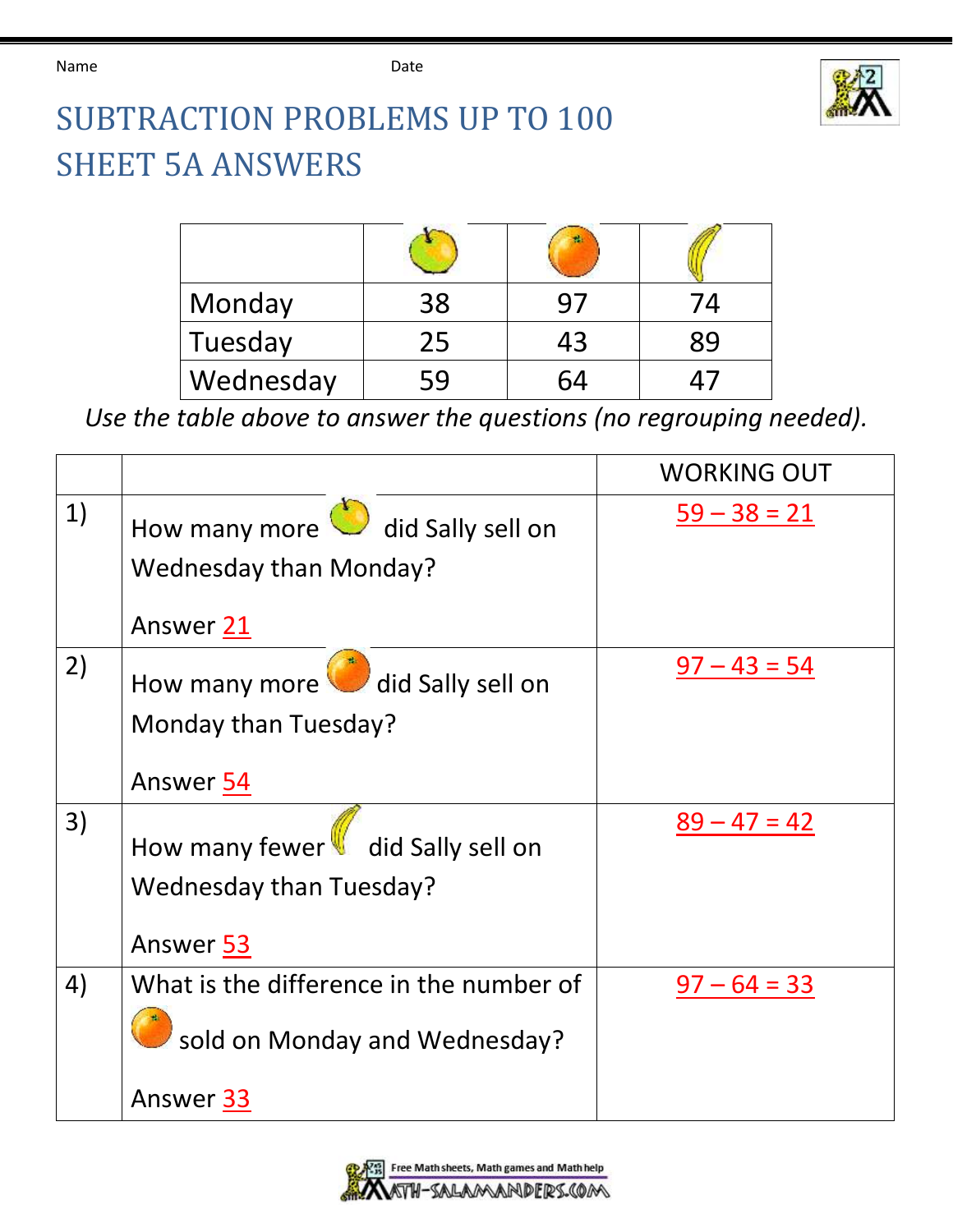Name Date

# SUBTRACTION PROBLEMS UP TO 100
# SHEET 5A ANSWERS

| | Apple | Orange | Banana |
|---|---|---|---|
| Monday | 38 | 97 | 74 |
| Tuesday | 25 | 43 | 89 |
| Wednesday | 59 | 64 | 47 |

*Use the table above to answer the questions (no regrouping needed).*

| | | WORKING OUT |
|---|---|---|
| 1) | How many more apples did Sally sell on Wednesday than Monday? Answer 21 | 59 – 38 = 21 |
| 2) | How many more oranges did Sally sell on Monday than Tuesday? Answer 54 | 97 – 43 = 54 |
| 3) | How many fewer bananas did Sally sell on Wednesday than Tuesday? Answer 53 | 89 – 47 = 42 |
| 4) | What is the difference in the number of oranges sold on Monday and Wednesday? Answer 33 | 97 – 64 = 33 |

Free Math sheets, Math games and Math help
MATH-SALAMANDERS.COM